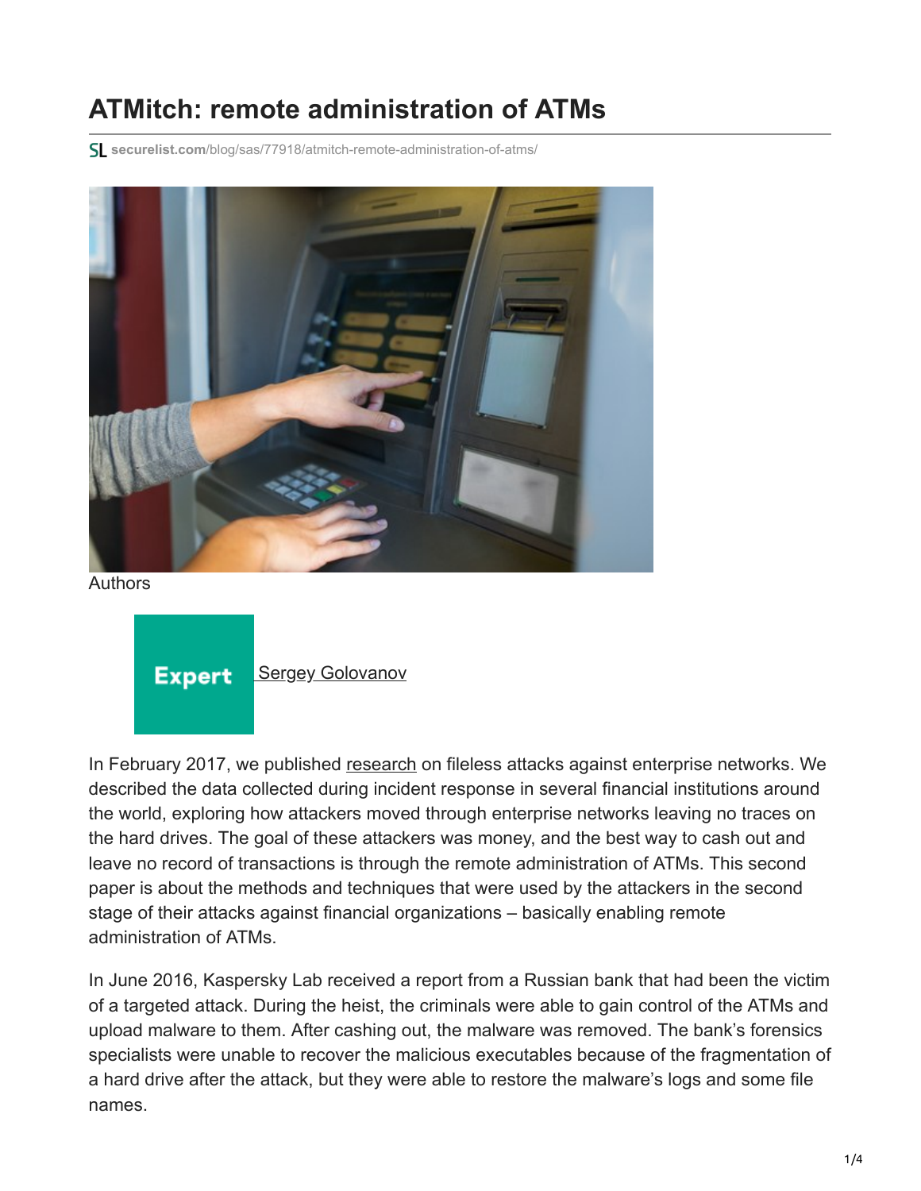# ATMitch: remote administration of ATMs

securelist.com/blog/sas/77918/atmitch-remote-administration-of-atms/

Authors

Expert [Sergey Golovanov]

In February 2017, we published research on fileless attacks against enterprise networks. We described the data collected during incident response in several financial institutions around the world, exploring how attackers moved through enterprise networks leaving no traces on the hard drives. The goal of these attackers was money, and the best way to cash out and leave no record of transactions is through the remote administration of ATMs. This second paper is about the methods and techniques that were used by the attackers in the second stage of their attacks against financial organizations – basically enabling remote administration of ATMs.

In June 2016, Kaspersky Lab received a report from a Russian bank that had been the victim of a targeted attack. During the heist, the criminals were able to gain control of the ATMs and upload malware to them. After cashing out, the malware was removed. The bank's forensics specialists were unable to recover the malicious executables because of the fragmentation of a hard drive after the attack, but they were able to restore the malware's logs and some file names.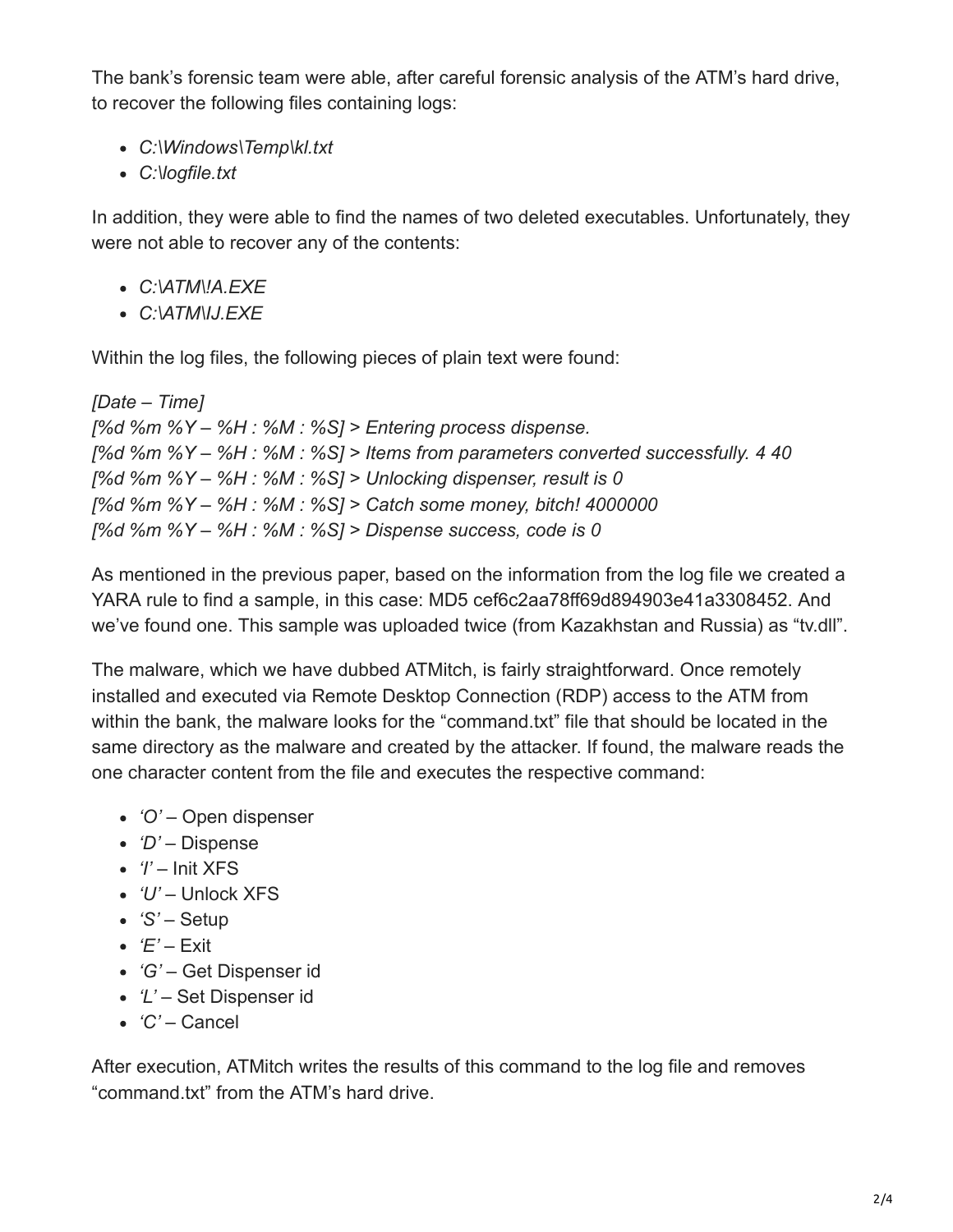The bank's forensic team were able, after careful forensic analysis of the ATM's hard drive, to recover the following files containing logs:

- *C:\Windows\Temp\kl.txt*
- *C:\logfile.txt*

In addition, they were able to find the names of two deleted executables. Unfortunately, they were not able to recover any of the contents:

- *C:\ATM\!A.EXE*
- *C:\ATM\IJ.EXE*

Within the log files, the following pieces of plain text were found:

*[Date – Time]*
*[%d %m %Y – %H : %M : %S] > Entering process dispense.*
*[%d %m %Y – %H : %M : %S] > Items from parameters converted successfully. 4 40*
*[%d %m %Y – %H : %M : %S] > Unlocking dispenser, result is 0*
*[%d %m %Y – %H : %M : %S] > Catch some money, bitch! 4000000*
*[%d %m %Y – %H : %M : %S] > Dispense success, code is 0*

As mentioned in the previous paper, based on the information from the log file we created a YARA rule to find a sample, in this case: MD5 cef6c2aa78ff69d894903e41a3308452. And we've found one. This sample was uploaded twice (from Kazakhstan and Russia) as "tv.dll".

The malware, which we have dubbed ATMitch, is fairly straightforward. Once remotely installed and executed via Remote Desktop Connection (RDP) access to the ATM from within the bank, the malware looks for the "command.txt" file that should be located in the same directory as the malware and created by the attacker. If found, the malware reads the one character content from the file and executes the respective command:

- *'O'* – Open dispenser
- *'D'* – Dispense
- *'I'* – Init XFS
- *'U'* – Unlock XFS
- *'S'* – Setup
- *'E'* – Exit
- *'G'* – Get Dispenser id
- *'L'* – Set Dispenser id
- *'C'* – Cancel

After execution, ATMitch writes the results of this command to the log file and removes "command.txt" from the ATM's hard drive.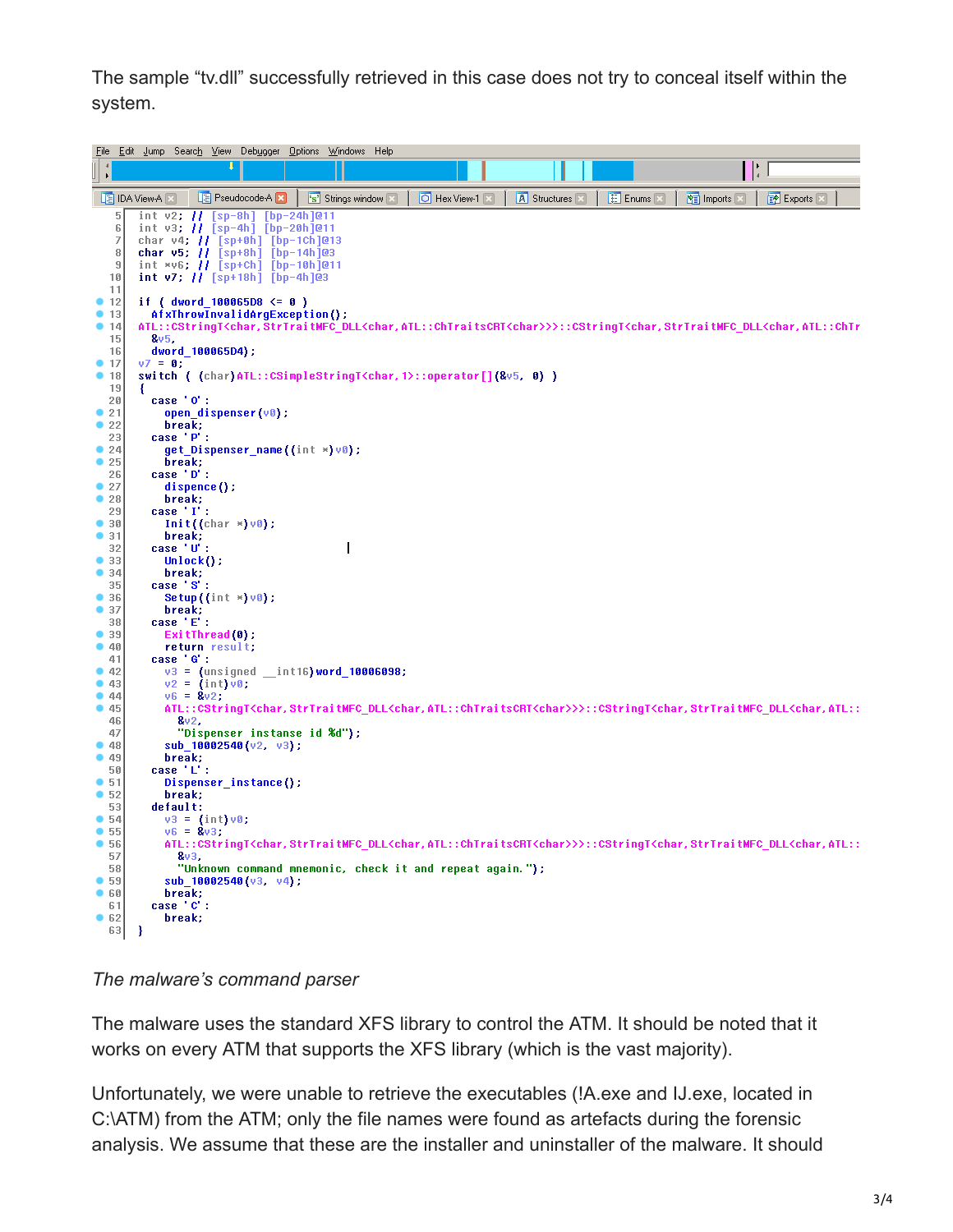The sample “tv.dll” successfully retrieved in this case does not try to conceal itself within the system.

```
  5   int v2; // [sp-8h] [bp-24h]@11
  6   int v3; // [sp-4h] [bp-20h]@11
  7   char v4; // [sp+0h] [bp-1Ch]@13
  8   char v5; // [sp+8h] [bp-14h]@3
  9   int *v6; // [sp+Ch] [bp-10h]@11
 10   int v7; // [sp+18h] [bp-4h]@3
 11
 12   if ( dword_100065D8 <= 0 )
 13     AfxThrowInvalidArgException();
 14   ATL::CStringT<char,StrTraitMFC_DLL<char,ATL::ChTraitsCRT<char>>>::CStringT<char,StrTraitMFC_DLL<char,ATL::ChTr
 15     &v5,
 16     dword_100065D4);
 17   v7 = 0;
 18   switch ( (char)ATL::CSimpleStringT<char,1>::operator[](&v5, 0) )
 19   {
 20     case 'O':
 21       open_dispenser(v0);
 22       break;
 23     case 'P':
 24       get_Dispenser_name((int *)v0);
 25       break;
 26     case 'D':
 27       dispence();
 28       break;
 29     case 'I':
 30       Init((char *)v0);
 31       break;
 32     case 'U':
 33       Unlock();
 34       break;
 35     case 'S':
 36       Setup((int *)v0);
 37       break;
 38     case 'E':
 39       ExitThread(0);
 40       return result;
 41     case 'G':
 42       v3 = (unsigned __int16)word_10006098;
 43       v2 = (int)v0;
 44       v6 = &v2;
 45       ATL::CStringT<char,StrTraitMFC_DLL<char,ATL::ChTraitsCRT<char>>>::CStringT<char,StrTraitMFC_DLL<char,ATL::
 46         &v2,
 47         "Dispenser instanse id %d");
 48       sub_10002540(v2, v3);
 49       break;
 50     case 'L':
 51       Dispenser_instance();
 52       break;
 53     default:
 54       v3 = (int)v0;
 55       v6 = &v3;
 56       ATL::CStringT<char,StrTraitMFC_DLL<char,ATL::ChTraitsCRT<char>>>::CStringT<char,StrTraitMFC_DLL<char,ATL::
 57         &v3,
 58         "Unknown command mnemonic, check it and repeat again.");
 59       sub_10002540(v3, v4);
 60       break;
 61     case 'C':
 62       break;
 63   }
```

*The malware’s command parser*

The malware uses the standard XFS library to control the ATM. It should be noted that it works on every ATM that supports the XFS library (which is the vast majority).

Unfortunately, we were unable to retrieve the executables (!A.exe and IJ.exe, located in C:\ATM) from the ATM; only the file names were found as artefacts during the forensic analysis. We assume that these are the installer and uninstaller of the malware. It should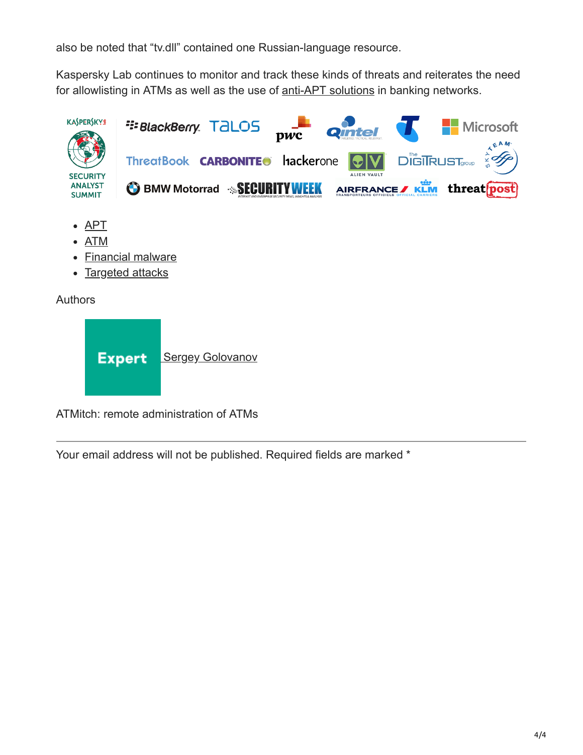also be noted that “tv.dll” contained one Russian-language resource.

Kaspersky Lab continues to monitor and track these kinds of threats and reiterates the need for allowlisting in ATMs as well as the use of anti-APT solutions in banking networks.

- APT
- ATM
- Financial malware
- Targeted attacks

Authors

Expert Sergey Golovanov

ATMitch: remote administration of ATMs

---

Your email address will not be published. Required fields are marked *